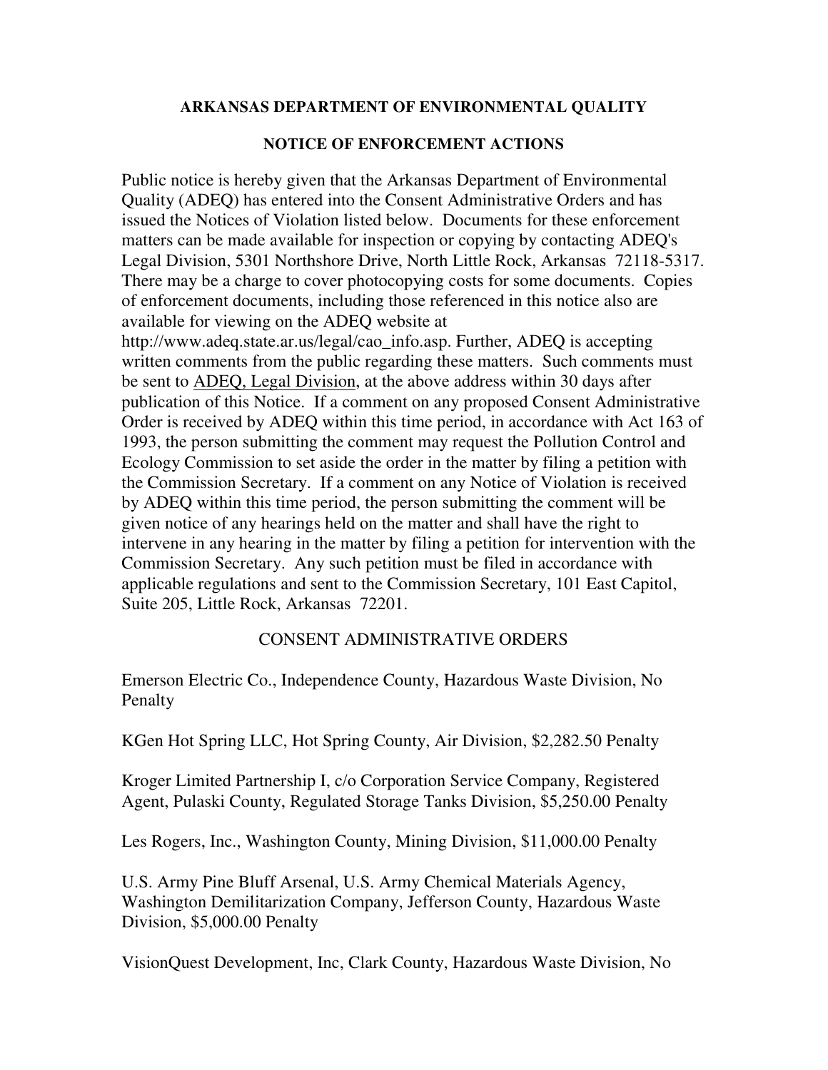## ARKANSAS DEPARTMENT OF ENVIRONMENTAL QUALITY

### NOTICE OF ENFORCEMENT ACTIONS

Public notice is hereby given that the Arkansas Department of Environmental Quality (ADEQ) has entered into the Consent Administrative Orders and has issued the Notices of Violation listed below. Documents for these enforcement matters can be made available for inspection or copying by contacting ADEQ's Legal Division, 5301 Northshore Drive, North Little Rock, Arkansas 72118-5317. There may be a charge to cover photocopying costs for some documents. Copies of enforcement documents, including those referenced in this notice also are available for viewing on the ADEQ website at http://www.adeq.state.ar.us/legal/cao_info.asp. Further, ADEQ is accepting written comments from the public regarding these matters. Such comments must be sent to ADEQ, Legal Division, at the above address within 30 days after publication of this Notice. If a comment on any proposed Consent Administrative Order is received by ADEQ within this time period, in accordance with Act 163 of 1993, the person submitting the comment may request the Pollution Control and Ecology Commission to set aside the order in the matter by filing a petition with the Commission Secretary. If a comment on any Notice of Violation is received by ADEQ within this time period, the person submitting the comment will be given notice of any hearings held on the matter and shall have the right to intervene in any hearing in the matter by filing a petition for intervention with the Commission Secretary. Any such petition must be filed in accordance with applicable regulations and sent to the Commission Secretary, 101 East Capitol, Suite 205, Little Rock, Arkansas 72201.

### CONSENT ADMINISTRATIVE ORDERS

Emerson Electric Co., Independence County, Hazardous Waste Division, No Penalty

KGen Hot Spring LLC, Hot Spring County, Air Division, $2,282.50 Penalty

Kroger Limited Partnership I, c/o Corporation Service Company, Registered Agent, Pulaski County, Regulated Storage Tanks Division, $5,250.00 Penalty

Les Rogers, Inc., Washington County, Mining Division, $11,000.00 Penalty

U.S. Army Pine Bluff Arsenal, U.S. Army Chemical Materials Agency, Washington Demilitarization Company, Jefferson County, Hazardous Waste Division, $5,000.00 Penalty

VisionQuest Development, Inc, Clark County, Hazardous Waste Division, No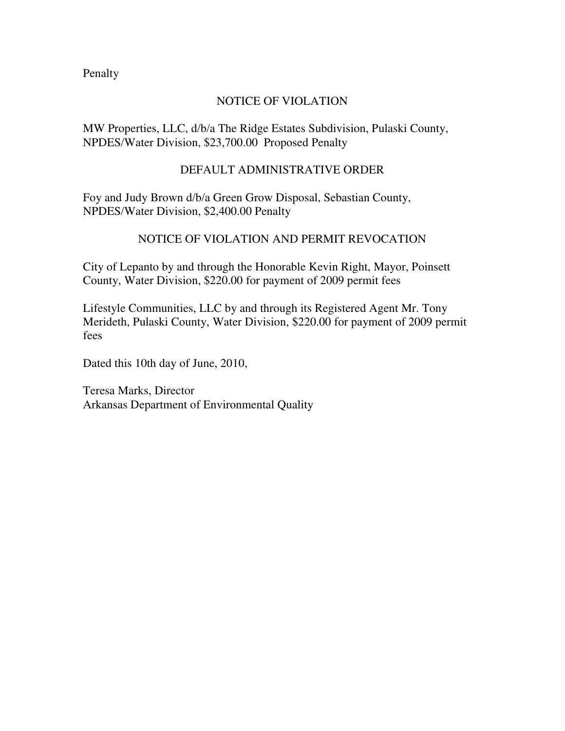Penalty

## NOTICE OF VIOLATION

MW Properties, LLC, d/b/a The Ridge Estates Subdivision, Pulaski County, NPDES/Water Division, $23,700.00 Proposed Penalty

## DEFAULT ADMINISTRATIVE ORDER

Foy and Judy Brown d/b/a Green Grow Disposal, Sebastian County, NPDES/Water Division, $2,400.00 Penalty

## NOTICE OF VIOLATION AND PERMIT REVOCATION

City of Lepanto by and through the Honorable Kevin Right, Mayor, Poinsett County, Water Division, $220.00 for payment of 2009 permit fees

Lifestyle Communities, LLC by and through its Registered Agent Mr. Tony Merideth, Pulaski County, Water Division, $220.00 for payment of 2009 permit fees

Dated this 10th day of June, 2010,

Teresa Marks, Director
Arkansas Department of Environmental Quality